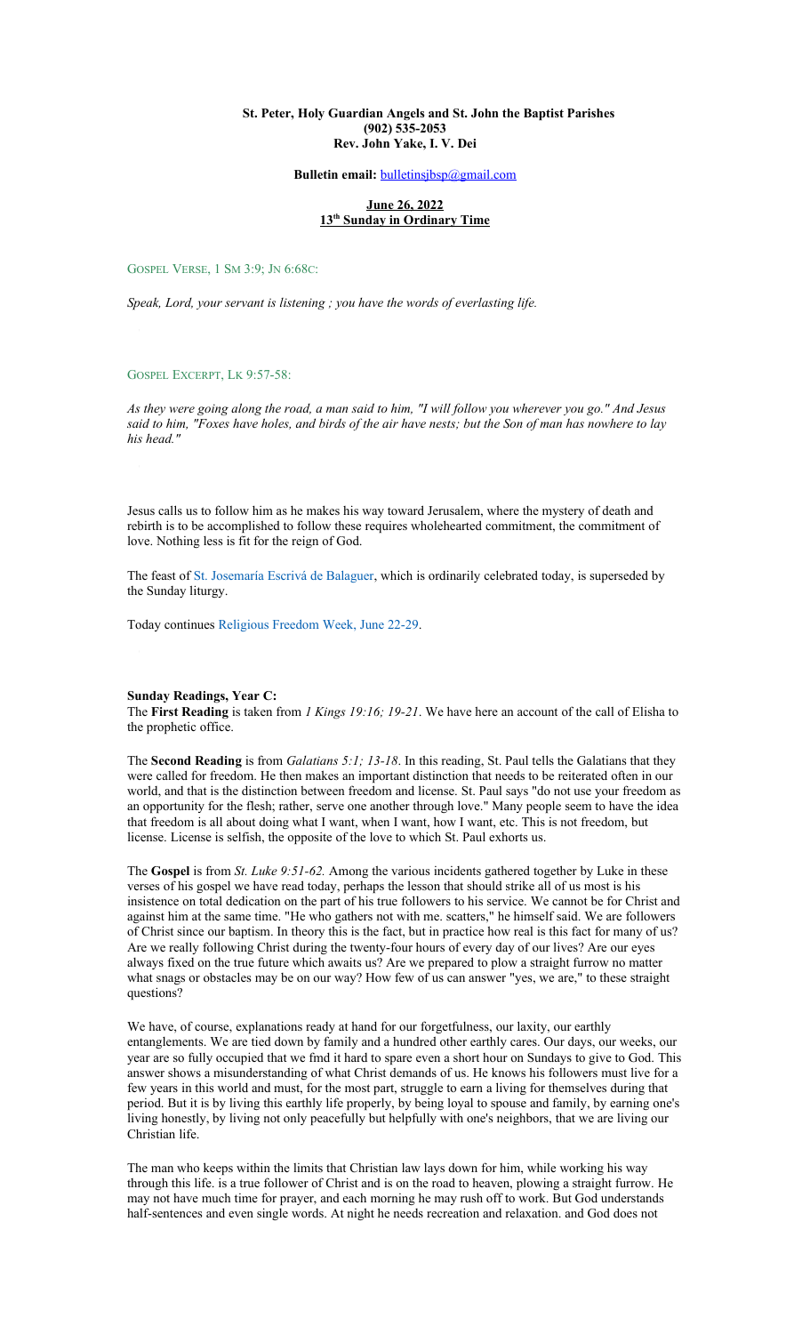**St. Peter, Holy Guardian Angels and St. John the Baptist Parishes**
**(902) 535-2053**
**Rev. John Yake, I. V. Dei**

**Bulletin email:** bulletinsjbsp@gmail.com

**June 26, 2022**
**13th Sunday in Ordinary Time**

GOSPEL VERSE, 1 SM 3:9; JN 6:68C:

*Speak, Lord, your servant is listening ; you have the words of everlasting life.*

GOSPEL EXCERPT, LK 9:57-58:

*As they were going along the road, a man said to him, "I will follow you wherever you go." And Jesus said to him, "Foxes have holes, and birds of the air have nests; but the Son of man has nowhere to lay his head."*

Jesus calls us to follow him as he makes his way toward Jerusalem, where the mystery of death and rebirth is to be accomplished to follow these requires wholehearted commitment, the commitment of love. Nothing less is fit for the reign of God.

The feast of St. Josemaría Escrivá de Balaguer, which is ordinarily celebrated today, is superseded by the Sunday liturgy.

Today continues Religious Freedom Week, June 22-29.

**Sunday Readings, Year C:**
The **First Reading** is taken from *1 Kings 19:16; 19-21*. We have here an account of the call of Elisha to the prophetic office.

The **Second Reading** is from *Galatians 5:1; 13-18*. In this reading, St. Paul tells the Galatians that they were called for freedom. He then makes an important distinction that needs to be reiterated often in our world, and that is the distinction between freedom and license. St. Paul says "do not use your freedom as an opportunity for the flesh; rather, serve one another through love." Many people seem to have the idea that freedom is all about doing what I want, when I want, how I want, etc. This is not freedom, but license. License is selfish, the opposite of the love to which St. Paul exhorts us.

The **Gospel** is from *St. Luke 9:51-62.* Among the various incidents gathered together by Luke in these verses of his gospel we have read today, perhaps the lesson that should strike all of us most is his insistence on total dedication on the part of his true followers to his service. We cannot be for Christ and against him at the same time. "He who gathers not with me. scatters," he himself said. We are followers of Christ since our baptism. In theory this is the fact, but in practice how real is this fact for many of us? Are we really following Christ during the twenty-four hours of every day of our lives? Are our eyes always fixed on the true future which awaits us? Are we prepared to plow a straight furrow no matter what snags or obstacles may be on our way? How few of us can answer "yes, we are," to these straight questions?

We have, of course, explanations ready at hand for our forgetfulness, our laxity, our earthly entanglements. We are tied down by family and a hundred other earthly cares. Our days, our weeks, our year are so fully occupied that we fmd it hard to spare even a short hour on Sundays to give to God. This answer shows a misunderstanding of what Christ demands of us. He knows his followers must live for a few years in this world and must, for the most part, struggle to earn a living for themselves during that period. But it is by living this earthly life properly, by being loyal to spouse and family, by earning one's living honestly, by living not only peacefully but helpfully with one's neighbors, that we are living our Christian life.

The man who keeps within the limits that Christian law lays down for him, while working his way through this life. is a true follower of Christ and is on the road to heaven, plowing a straight furrow. He may not have much time for prayer, and each morning he may rush off to work. But God understands half-sentences and even single words. At night he needs recreation and relaxation. and God does not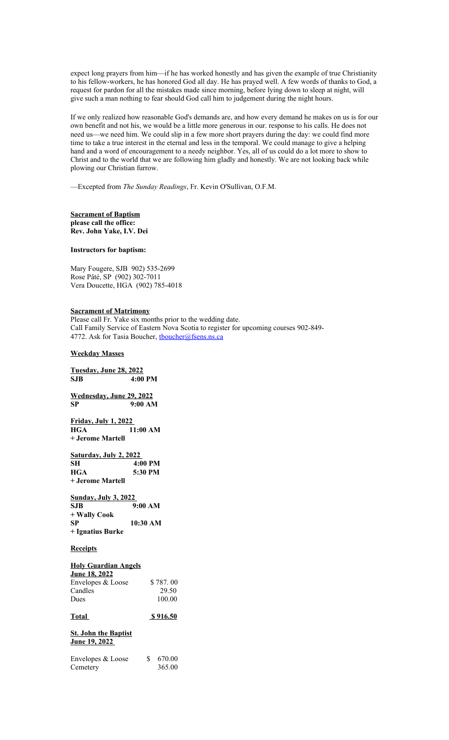expect long prayers from him—if he has worked honestly and has given the example of true Christianity to his fellow-workers, he has honored God all day. He has prayed well. A few words of thanks to God, a request for pardon for all the mistakes made since morning, before lying down to sleep at night, will give such a man nothing to fear should God call him to judgement during the night hours.

If we only realized how reasonable God's demands are, and how every demand he makes on us is for our own benefit and not his, we would be a little more generous in our. response to his calls. He does not need us—we need him. We could slip in a few more short prayers during the day: we could find more time to take a true interest in the eternal and less in the temporal. We could manage to give a helping hand and a word of encouragement to a needy neighbor. Yes, all of us could do a lot more to show to Christ and to the world that we are following him gladly and honestly. We are not looking back while plowing our Christian furrow.

—Excepted from *The Sunday Readings*, Fr. Kevin O'Sullivan, O.F.M.

**Sacrament of Baptism**
**please call the office:**
**Rev. John Yake, I.V. Dei**

**Instructors for baptism:**

Mary Fougere, SJB 902) 535-2699
Rose Pâté, SP (902) 302-7011
Vera Doucette, HGA (902) 785-4018

**Sacrament of Matrimony**

Please call Fr. Yake six months prior to the wedding date.
Call Family Service of Eastern Nova Scotia to register for upcoming courses 902-849-4772. Ask for Tasia Boucher, tboucher@fsens.ns.ca

**Weekday Masses**

**Tuesday, June 28, 2022**
**SJB 4:00 PM**

**Wednesday, June 29, 2022**
**SP 9:00 AM**

**Friday, July 1, 2022**
**HGA 11:00 AM**
**+ Jerome Martell**

**Saturday, July 2, 2022**
**SH 4:00 PM**
**HGA 5:30 PM**
**+ Jerome Martell**

**Sunday, July 3, 2022**
**SJB 9:00 AM**
**+ Wally Cook**
**SP 10:30 AM**
**+ Ignatius Burke**

**Receipts**

**Holy Guardian Angels**
**June 18, 2022**

| | |
|---|---|
| Envelopes & Loose | $ 787. 00 |
| Candles | 29.50 |
| Dues | 100.00 |
| **Total** | **$ 916.50** |

**St. John the Baptist**
**June 19, 2022**

| | |
|---|---|
| Envelopes & Loose | $ 670.00 |
| Cemetery | 365.00 |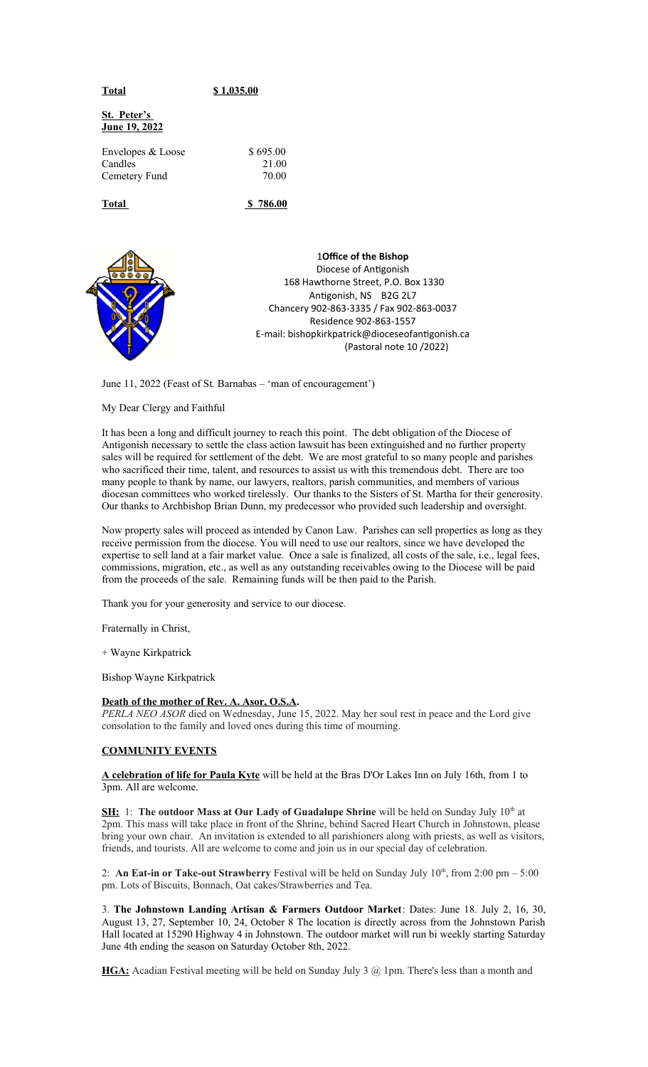**Total** **$ 1,035.00**

**St. Peter's**
**June 19, 2022**

| | |
|---|---|
| Envelopes & Loose | $ 695.00 |
| Candles | 21.00 |
| Cemetery Fund | 70.00 |
| **Total** | **$ 786.00** |

1**Office of the Bishop**
Diocese of Antigonish
168 Hawthorne Street, P.O. Box 1330
Antigonish, NS B2G 2L7
Chancery 902-863-3335 / Fax 902-863-0037
Residence 902-863-1557
E-mail: bishopkirkpatrick@dioceseofantigonish.ca
(Pastoral note 10 /2022)

June 11, 2022 (Feast of St. Barnabas – 'man of encouragement')

My Dear Clergy and Faithful

It has been a long and difficult journey to reach this point. The debt obligation of the Diocese of Antigonish necessary to settle the class action lawsuit has been extinguished and no further property sales will be required for settlement of the debt. We are most grateful to so many people and parishes who sacrificed their time, talent, and resources to assist us with this tremendous debt. There are too many people to thank by name, our lawyers, realtors, parish communities, and members of various diocesan committees who worked tirelessly. Our thanks to the Sisters of St. Martha for their generosity. Our thanks to Archbishop Brian Dunn, my predecessor who provided such leadership and oversight.

Now property sales will proceed as intended by Canon Law. Parishes can sell properties as long as they receive permission from the diocese. You will need to use our realtors, since we have developed the expertise to sell land at a fair market value. Once a sale is finalized, all costs of the sale, i.e., legal fees, commissions, migration, etc., as well as any outstanding receivables owing to the Diocese will be paid from the proceeds of the sale. Remaining funds will be then paid to the Parish.

Thank you for your generosity and service to our diocese.

Fraternally in Christ,

+ Wayne Kirkpatrick

Bishop Wayne Kirkpatrick

**Death of the mother of Rev. A. Asor, O.S.A.**
*PERLA NEO ASOR* died on Wednesday, June 15, 2022. May her soul rest in peace and the Lord give consolation to the family and loved ones during this time of mourning.

**COMMUNITY EVENTS**

**A celebration of life for Paula Kyte** will be held at the Bras D'Or Lakes Inn on July 16th, from 1 to 3pm. All are welcome.

**SH:** 1: **The outdoor Mass at Our Lady of Guadalupe Shrine** will be held on Sunday July 10th at 2pm. This mass will take place in front of the Shrine, behind Sacred Heart Church in Johnstown, please bring your own chair. An invitation is extended to all parishioners along with priests, as well as visitors, friends, and tourists. All are welcome to come and join us in our special day of celebration.

2: **An Eat-in or Take-out Strawberry** Festival will be held on Sunday July 10th, from 2:00 pm – 5:00 pm. Lots of Biscuits, Bonnach, Oat cakes/Strawberries and Tea.

3. **The Johnstown Landing Artisan & Farmers Outdoor Market**: Dates: June 18. July 2, 16, 30, August 13, 27, September 10, 24, October 8 The location is directly across from the Johnstown Parish Hall located at 15290 Highway 4 in Johnstown. The outdoor market will run bi weekly starting Saturday June 4th ending the season on Saturday October 8th, 2022.

**HGA:** Acadian Festival meeting will be held on Sunday July 3 @ 1pm. There's less than a month and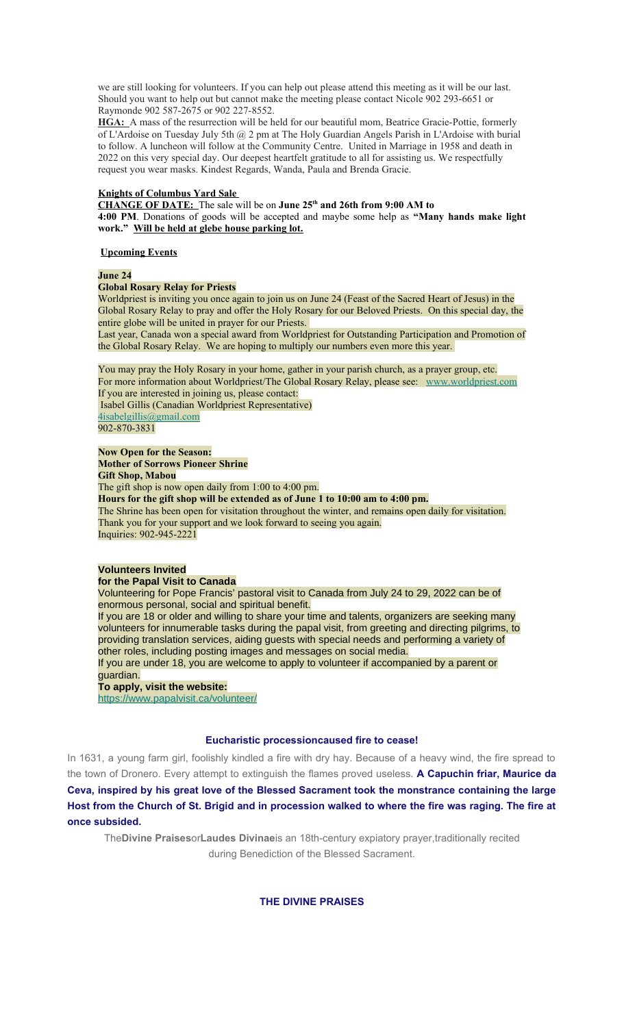we are still looking for volunteers. If you can help out please attend this meeting as it will be our last. Should you want to help out but cannot make the meeting please contact Nicole 902 293-6651 or Raymonde 902 587-2675 or 902 227-8552.

**HGA:** A mass of the resurrection will be held for our beautiful mom, Beatrice Gracie-Pottie, formerly of L'Ardoise on Tuesday July 5th @ 2 pm at The Holy Guardian Angels Parish in L'Ardoise with burial to follow. A luncheon will follow at the Community Centre. United in Marriage in 1958 and death in 2022 on this very special day. Our deepest heartfelt gratitude to all for assisting us. We respectfully request you wear masks. Kindest Regards, Wanda, Paula and Brenda Gracie.

**Knights of Columbus Yard Sale**

**CHANGE OF DATE:** The sale will be on **June 25th and 26th from 9:00 AM to 4:00 PM**. Donations of goods will be accepted and maybe some help as **"Many hands make light work." Will be held at glebe house parking lot.**

**Upcoming Events**

**June 24**

**Global Rosary Relay for Priests**

Worldpriest is inviting you once again to join us on June 24 (Feast of the Sacred Heart of Jesus) in the Global Rosary Relay to pray and offer the Holy Rosary for our Beloved Priests. On this special day, the entire globe will be united in prayer for our Priests.

Last year, Canada won a special award from Worldpriest for Outstanding Participation and Promotion of the Global Rosary Relay. We are hoping to multiply our numbers even more this year.

You may pray the Holy Rosary in your home, gather in your parish church, as a prayer group, etc.
For more information about Worldpriest/The Global Rosary Relay, please see: www.worldpriest.com
If you are interested in joining us, please contact:
Isabel Gillis (Canadian Worldpriest Representative)
4isabelgillis@gmail.com
902-870-3831

**Now Open for the Season:**
**Mother of Sorrows Pioneer Shrine**
**Gift Shop, Mabou**

The gift shop is now open daily from 1:00 to 4:00 pm.
**Hours for the gift shop will be extended as of June 1 to 10:00 am to 4:00 pm.**
The Shrine has been open for visitation throughout the winter, and remains open daily for visitation.
Thank you for your support and we look forward to seeing you again.
Inquiries: 902-945-2221

**Volunteers Invited**
**for the Papal Visit to Canada**

Volunteering for Pope Francis' pastoral visit to Canada from July 24 to 29, 2022 can be of enormous personal, social and spiritual benefit.

If you are 18 or older and willing to share your time and talents, organizers are seeking many volunteers for innumerable tasks during the papal visit, from greeting and directing pilgrims, to providing translation services, aiding guests with special needs and performing a variety of other roles, including posting images and messages on social media.

If you are under 18, you are welcome to apply to volunteer if accompanied by a parent or guardian.

**To apply, visit the website:**
https://www.papalvisit.ca/volunteer/

**Eucharistic processioncaused fire to cease!**

In 1631, a young farm girl, foolishly kindled a fire with dry hay. Because of a heavy wind, the fire spread to the town of Dronero. Every attempt to extinguish the flames proved useless. **A Capuchin friar, Maurice da Ceva, inspired by his great love of the Blessed Sacrament took the monstrance containing the large Host from the Church of St. Brigid and in procession walked to where the fire was raging. The fire at once subsided.**

The**Divine Praises**or**Laudes Divinae**is an 18th-century expiatory prayer,traditionally recited during Benediction of the Blessed Sacrament.

**THE DIVINE PRAISES**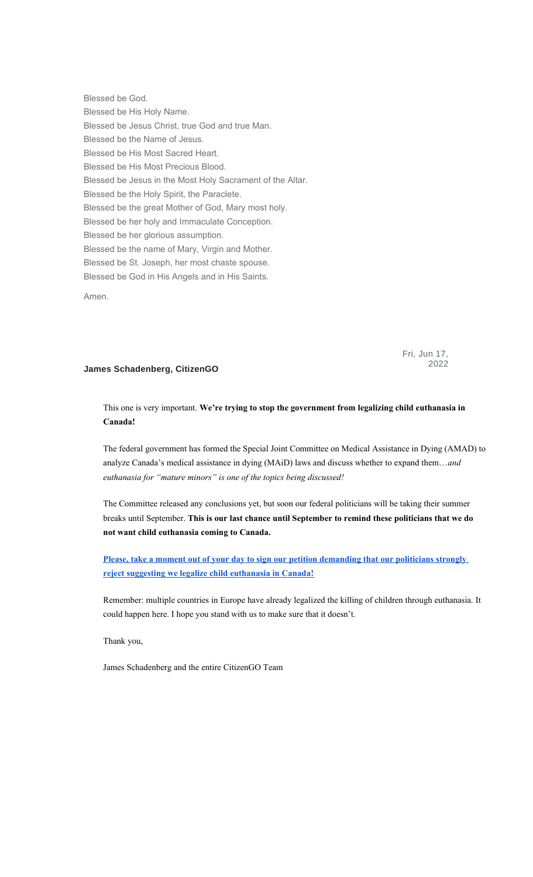Blessed be God.
Blessed be His Holy Name.
Blessed be Jesus Christ, true God and true Man.
Blessed be the Name of Jesus.
Blessed be His Most Sacred Heart.
Blessed be His Most Precious Blood.
Blessed be Jesus in the Most Holy Sacrament of the Altar.
Blessed be the Holy Spirit, the Paraclete.
Blessed be the great Mother of God, Mary most holy.
Blessed be her holy and Immaculate Conception.
Blessed be her glorious assumption.
Blessed be the name of Mary, Virgin and Mother.
Blessed be St. Joseph, her most chaste spouse.
Blessed be God in His Angels and in His Saints.

Amen.

**James Schadenberg, CitizenGO**

Fri, Jun 17, 2022

This one is very important. **We're trying to stop the government from legalizing child euthanasia in Canada!**

The federal government has formed the Special Joint Committee on Medical Assistance in Dying (AMAD) to analyze Canada's medical assistance in dying (MAiD) laws and discuss whether to expand them…*and euthanasia for "mature minors" is one of the topics being discussed!*

The Committee released any conclusions yet, but soon our federal politicians will be taking their summer breaks until September. **This is our last chance until September to remind these politicians that we do not want child euthanasia coming to Canada.**

**Please, take a moment out of your day to sign our petition demanding that our politicians strongly reject suggesting we legalize child euthanasia in Canada!**

Remember: multiple countries in Europe have already legalized the killing of children through euthanasia. It could happen here. I hope you stand with us to make sure that it doesn't.

Thank you,

James Schadenberg and the entire CitizenGO Team